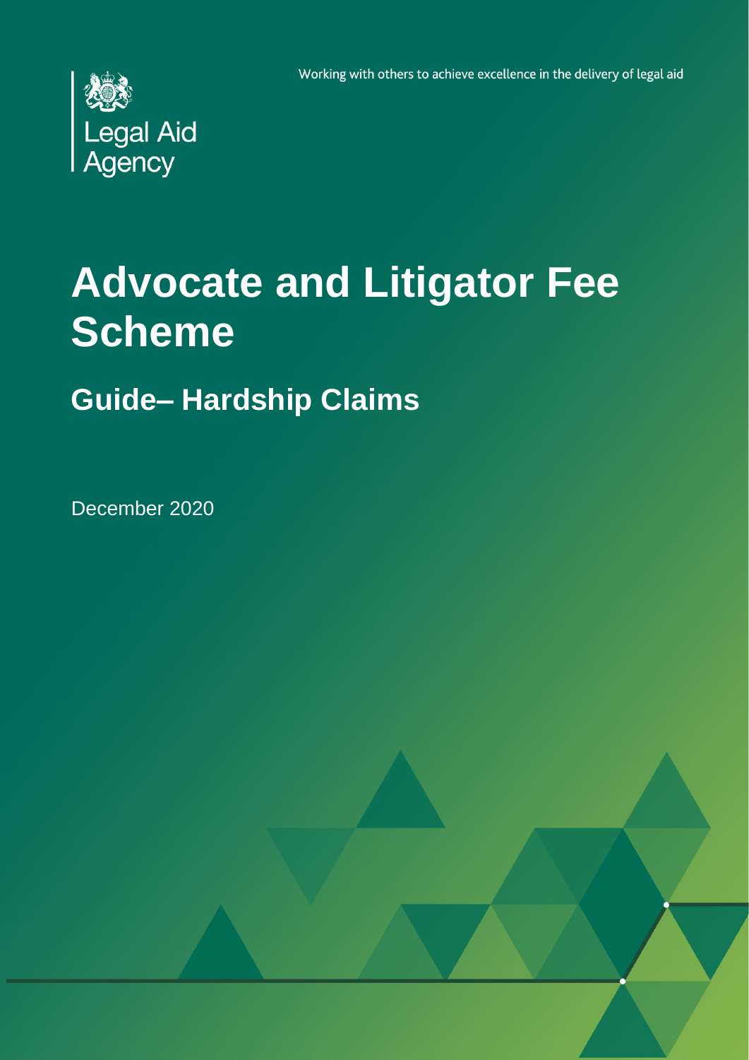Legal Aid Agency

Working with others to achieve excellence in the delivery of legal aid

# Advocate and Litigator Fee Scheme

## Guide– Hardship Claims

December 2020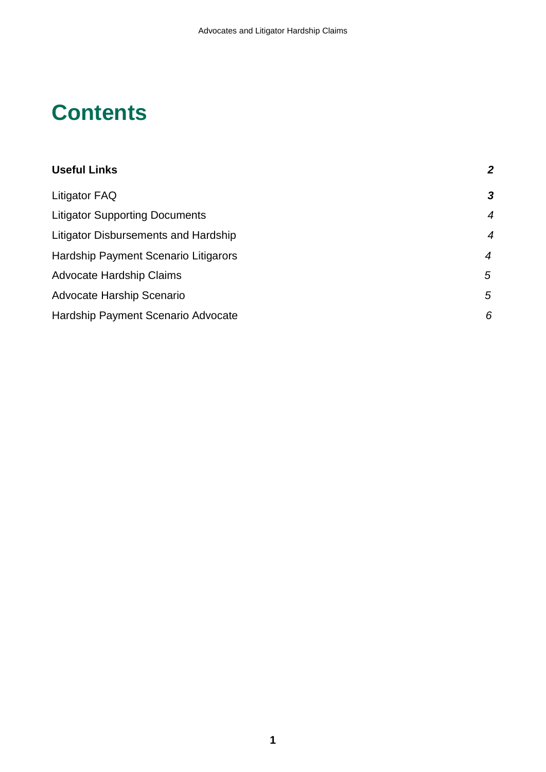# Contents

| | |
|---|---|
| **Useful Links** | ***2*** |
| Litigator FAQ | ***3*** |
| Litigator Supporting Documents | *4* |
| Litigator Disbursements and Hardship | *4* |
| Hardship Payment Scenario Litigarors | *4* |
| Advocate Hardship Claims | *5* |
| Advocate Harship Scenario | *5* |
| Hardship Payment Scenario Advocate | *6* |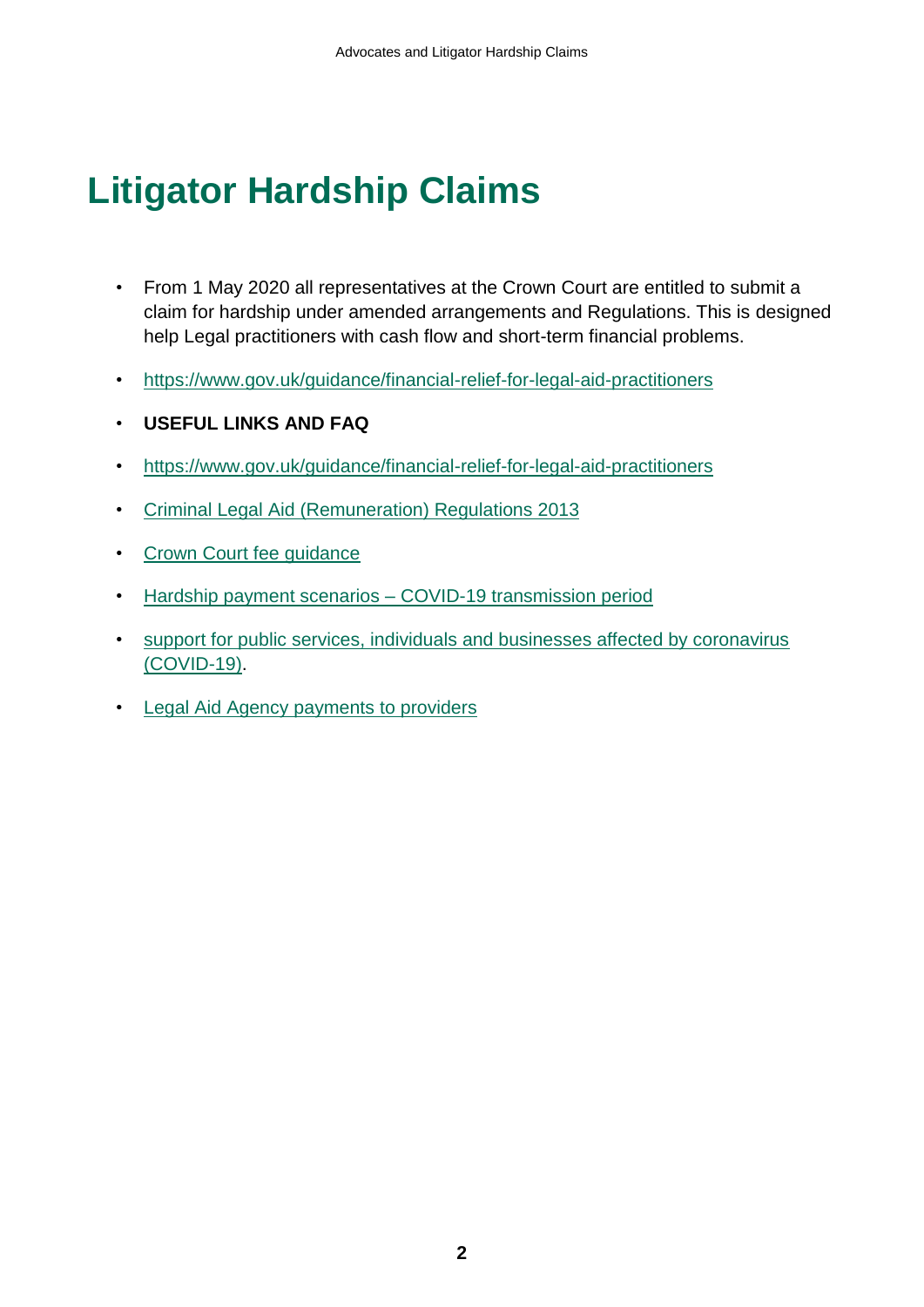# Litigator Hardship Claims

- From 1 May 2020 all representatives at the Crown Court are entitled to submit a claim for hardship under amended arrangements and Regulations. This is designed help Legal practitioners with cash flow and short-term financial problems.
- https://www.gov.uk/guidance/financial-relief-for-legal-aid-practitioners
- **USEFUL LINKS AND FAQ**
- https://www.gov.uk/guidance/financial-relief-for-legal-aid-practitioners
- Criminal Legal Aid (Remuneration) Regulations 2013
- Crown Court fee guidance
- Hardship payment scenarios – COVID-19 transmission period
- support for public services, individuals and businesses affected by coronavirus (COVID-19).
- Legal Aid Agency payments to providers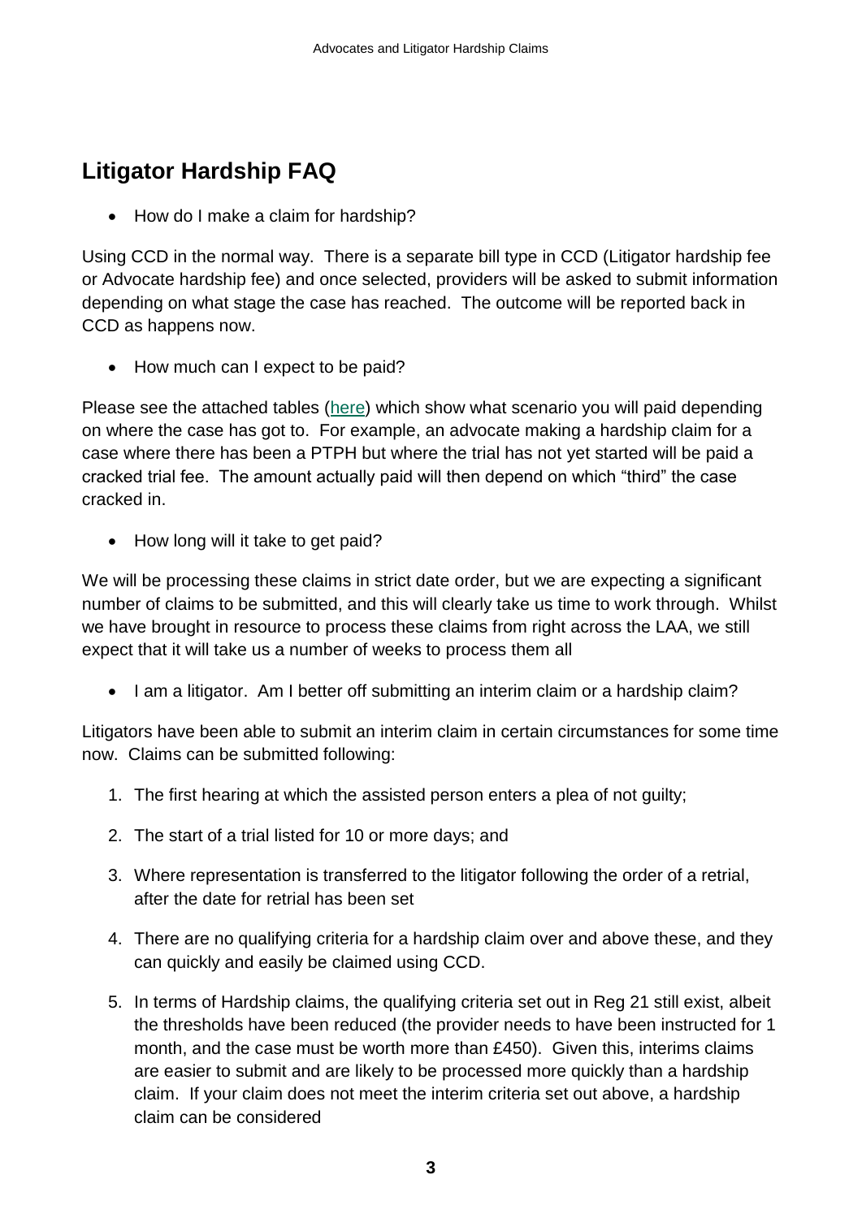## Litigator Hardship FAQ

- How do I make a claim for hardship?

Using CCD in the normal way. There is a separate bill type in CCD (Litigator hardship fee or Advocate hardship fee) and once selected, providers will be asked to submit information depending on what stage the case has reached. The outcome will be reported back in CCD as happens now.

- How much can I expect to be paid?

Please see the attached tables (here) which show what scenario you will paid depending on where the case has got to. For example, an advocate making a hardship claim for a case where there has been a PTPH but where the trial has not yet started will be paid a cracked trial fee. The amount actually paid will then depend on which "third" the case cracked in.

- How long will it take to get paid?

We will be processing these claims in strict date order, but we are expecting a significant number of claims to be submitted, and this will clearly take us time to work through. Whilst we have brought in resource to process these claims from right across the LAA, we still expect that it will take us a number of weeks to process them all

- I am a litigator. Am I better off submitting an interim claim or a hardship claim?

Litigators have been able to submit an interim claim in certain circumstances for some time now. Claims can be submitted following:

1. The first hearing at which the assisted person enters a plea of not guilty;
2. The start of a trial listed for 10 or more days; and
3. Where representation is transferred to the litigator following the order of a retrial, after the date for retrial has been set
4. There are no qualifying criteria for a hardship claim over and above these, and they can quickly and easily be claimed using CCD.
5. In terms of Hardship claims, the qualifying criteria set out in Reg 21 still exist, albeit the thresholds have been reduced (the provider needs to have been instructed for 1 month, and the case must be worth more than £450). Given this, interims claims are easier to submit and are likely to be processed more quickly than a hardship claim. If your claim does not meet the interim criteria set out above, a hardship claim can be considered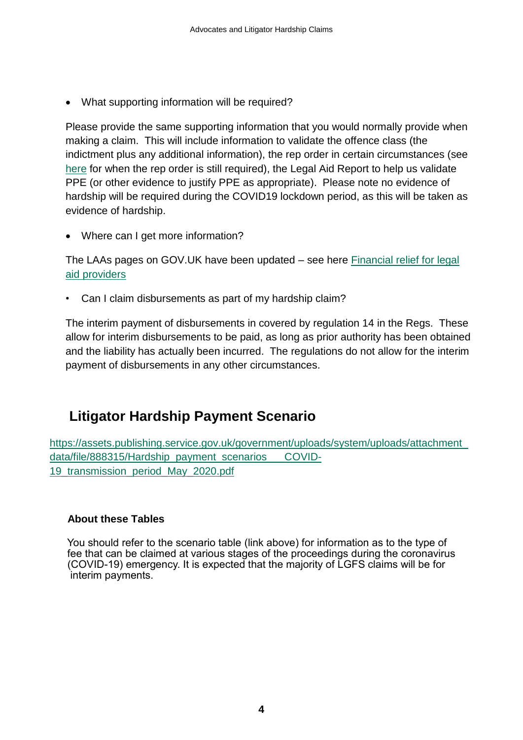- What supporting information will be required?

Please provide the same supporting information that you would normally provide when making a claim. This will include information to validate the offence class (the indictment plus any additional information), the rep order in certain circumstances (see [here](#) for when the rep order is still required), the Legal Aid Report to help us validate PPE (or other evidence to justify PPE as appropriate). Please note no evidence of hardship will be required during the COVID19 lockdown period, as this will be taken as evidence of hardship.

- Where can I get more information?

The LAAs pages on GOV.UK have been updated – see here [Financial relief for legal aid providers](#)

- Can I claim disbursements as part of my hardship claim?

The interim payment of disbursements in covered by regulation 14 in the Regs. These allow for interim disbursements to be paid, as long as prior authority has been obtained and the liability has actually been incurred. The regulations do not allow for the interim payment of disbursements in any other circumstances.

## Litigator Hardship Payment Scenario

[https://assets.publishing.service.gov.uk/government/uploads/system/uploads/attachment_data/file/888315/Hardship_payment_scenarios___COVID-19_transmission_period_May_2020.pdf](https://assets.publishing.service.gov.uk/government/uploads/system/uploads/attachment_data/file/888315/Hardship_payment_scenarios___COVID-19_transmission_period_May_2020.pdf)

### About these Tables

You should refer to the scenario table (link above) for information as to the type of fee that can be claimed at various stages of the proceedings during the coronavirus (COVID-19) emergency. It is expected that the majority of LGFS claims will be for interim payments.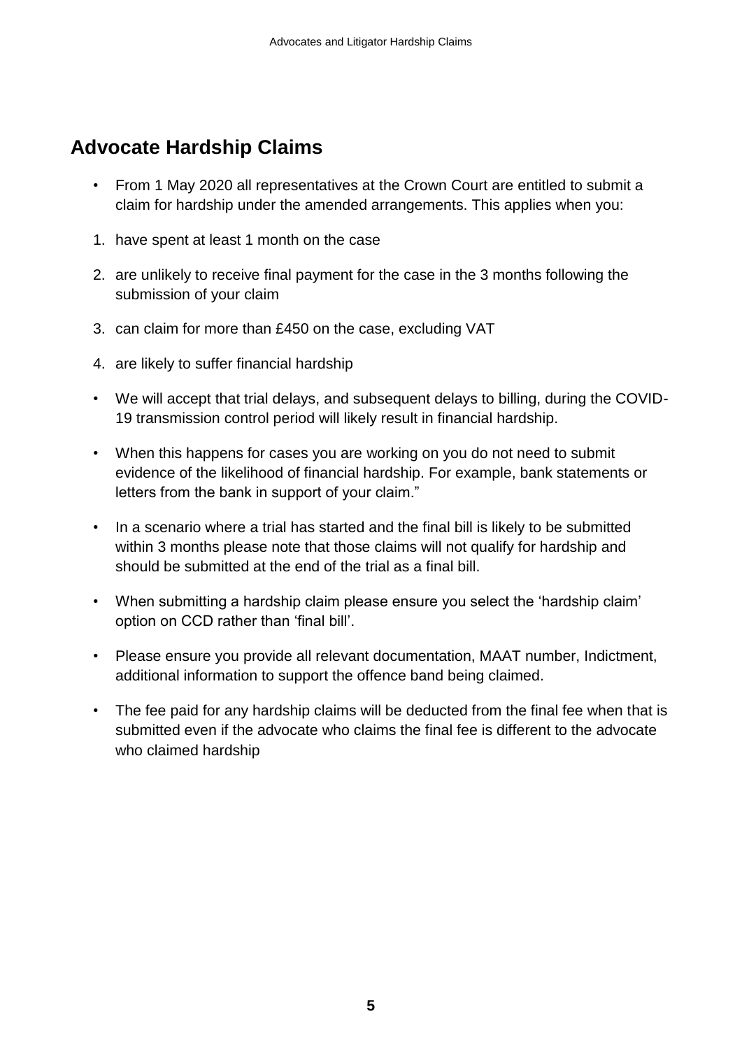## Advocate Hardship Claims

- From 1 May 2020 all representatives at the Crown Court are entitled to submit a claim for hardship under the amended arrangements. This applies when you:

1. have spent at least 1 month on the case
2. are unlikely to receive final payment for the case in the 3 months following the submission of your claim
3. can claim for more than £450 on the case, excluding VAT
4. are likely to suffer financial hardship

- We will accept that trial delays, and subsequent delays to billing, during the COVID-19 transmission control period will likely result in financial hardship.
- When this happens for cases you are working on you do not need to submit evidence of the likelihood of financial hardship. For example, bank statements or letters from the bank in support of your claim."
- In a scenario where a trial has started and the final bill is likely to be submitted within 3 months please note that those claims will not qualify for hardship and should be submitted at the end of the trial as a final bill.
- When submitting a hardship claim please ensure you select the 'hardship claim' option on CCD rather than 'final bill'.
- Please ensure you provide all relevant documentation, MAAT number, Indictment, additional information to support the offence band being claimed.
- The fee paid for any hardship claims will be deducted from the final fee when that is submitted even if the advocate who claims the final fee is different to the advocate who claimed hardship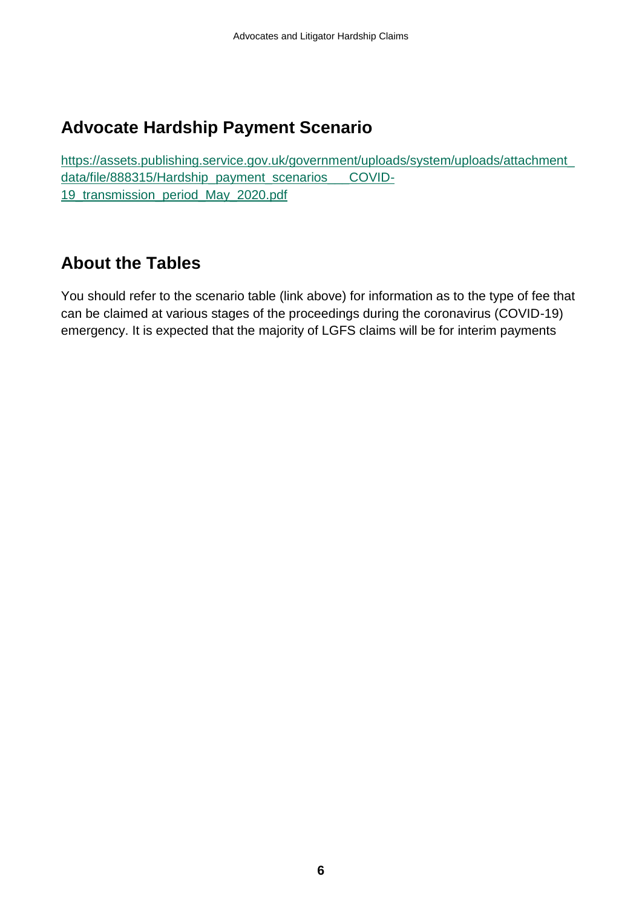## Advocate Hardship Payment Scenario

https://assets.publishing.service.gov.uk/government/uploads/system/uploads/attachment_data/file/888315/Hardship_payment_scenarios___COVID-19_transmission_period_May_2020.pdf

## About the Tables

You should refer to the scenario table (link above) for information as to the type of fee that can be claimed at various stages of the proceedings during the coronavirus (COVID-19) emergency. It is expected that the majority of LGFS claims will be for interim payments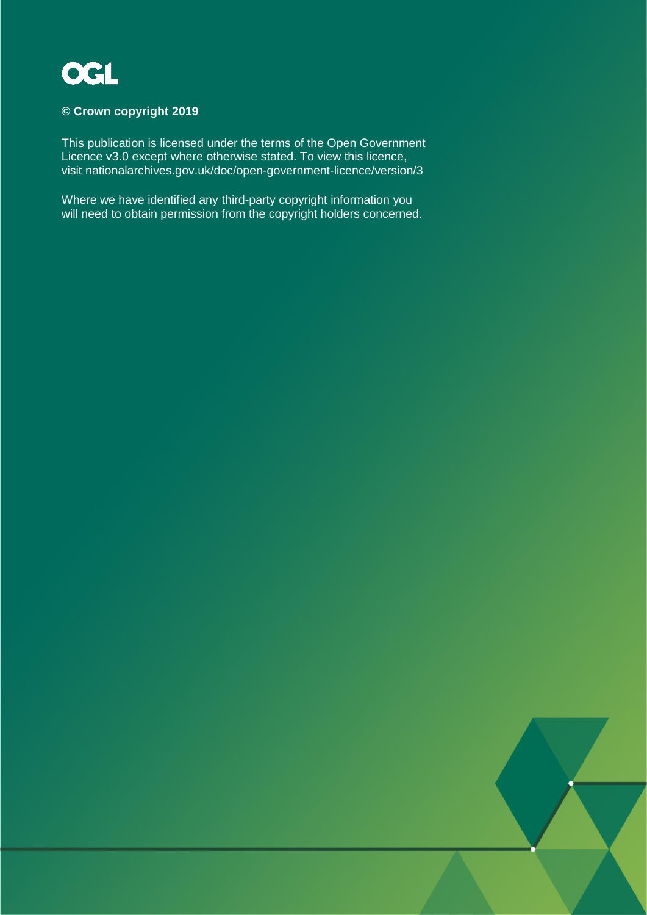OGL

**© Crown copyright 2019**

This publication is licensed under the terms of the Open Government Licence v3.0 except where otherwise stated. To view this licence, visit nationalarchives.gov.uk/doc/open-government-licence/version/3

Where we have identified any third-party copyright information you will need to obtain permission from the copyright holders concerned.